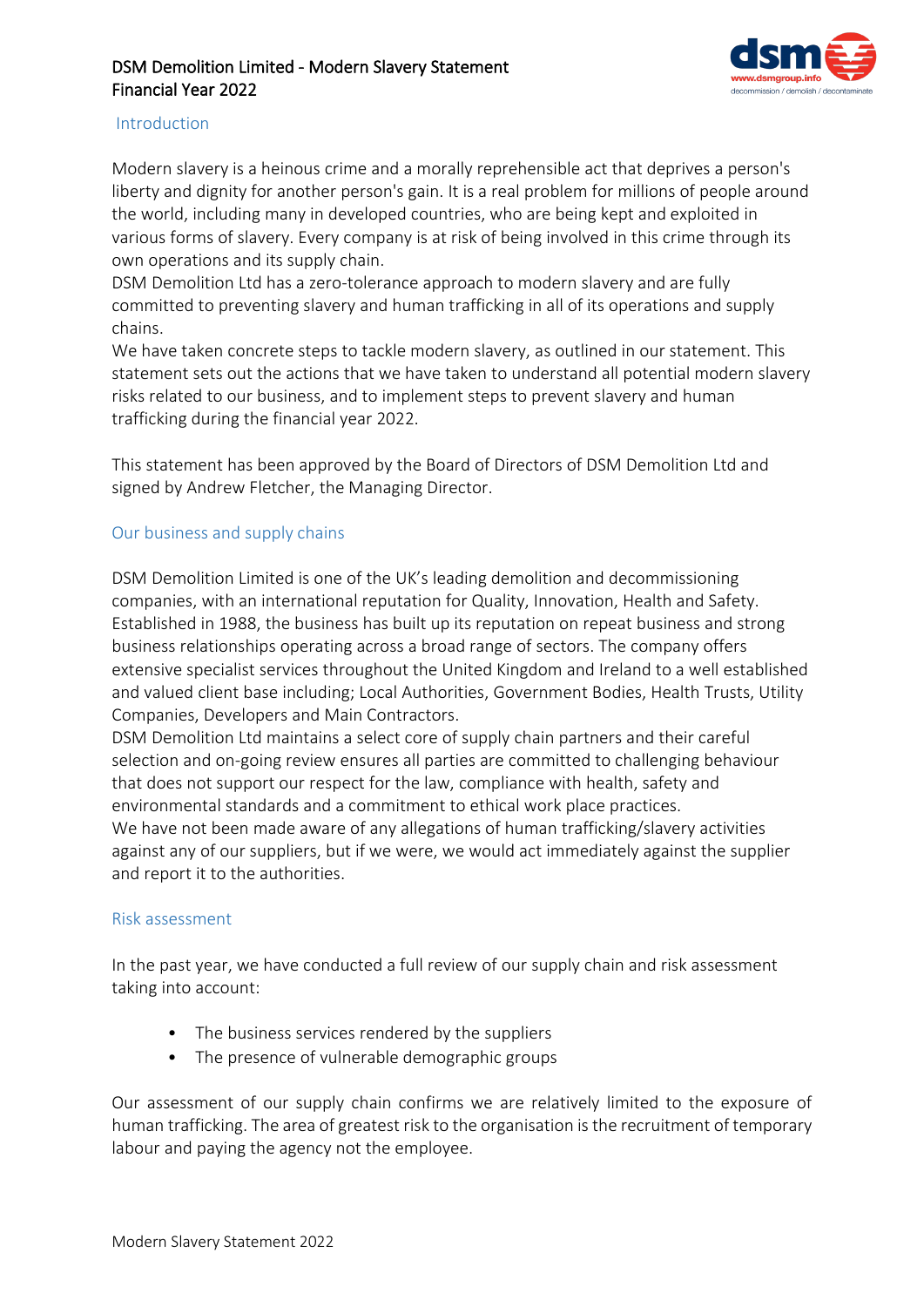# DSM Demolition Limited - Modern Slavery Statement Financial Year 2022

## Introduction

Modern slavery is a heinous crime and a morally reprehensible act that deprives a person's liberty and dignity for another person's gain. It is a real problem for millions of people around the world, including many in developed countries, who are being kept and exploited in various forms of slavery. Every company is at risk of being involved in this crime through its own operations and its supply chain.

DSM Demolition Ltd has a zero-tolerance approach to modern slavery and are fully committed to preventing slavery and human trafficking in all of its operations and supply chains.

We have taken concrete steps to tackle modern slavery, as outlined in our statement. This statement sets out the actions that we have taken to understand all potential modern slavery risks related to our business, and to implement steps to prevent slavery and human trafficking during the financial year 2022.

This statement has been approved by the Board of Directors of DSM Demolition Ltd and signed by Andrew Fletcher, the Managing Director.

## Our business and supply chains

DSM Demolition Limited is one of the UK's leading demolition and decommissioning companies, with an international reputation for Quality, Innovation, Health and Safety. Established in 1988, the business has built up its reputation on repeat business and strong business relationships operating across a broad range of sectors. The company offers extensive specialist services throughout the United Kingdom and Ireland to a well established and valued client base including; Local Authorities, Government Bodies, Health Trusts, Utility Companies, Developers and Main Contractors.

DSM Demolition Ltd maintains a select core of supply chain partners and their careful selection and on-going review ensures all parties are committed to challenging behaviour that does not support our respect for the law, compliance with health, safety and environmental standards and a commitment to ethical work place practices.

We have not been made aware of any allegations of human trafficking/slavery activities against any of our suppliers, but if we were, we would act immediately against the supplier and report it to the authorities.

## Risk assessment

In the past year, we have conducted a full review of our supply chain and risk assessment taking into account:

- The business services rendered by the suppliers
- The presence of vulnerable demographic groups

Our assessment of our supply chain confirms we are relatively limited to the exposure of human trafficking. The area of greatest risk to the organisation is the recruitment of temporary labour and paying the agency not the employee.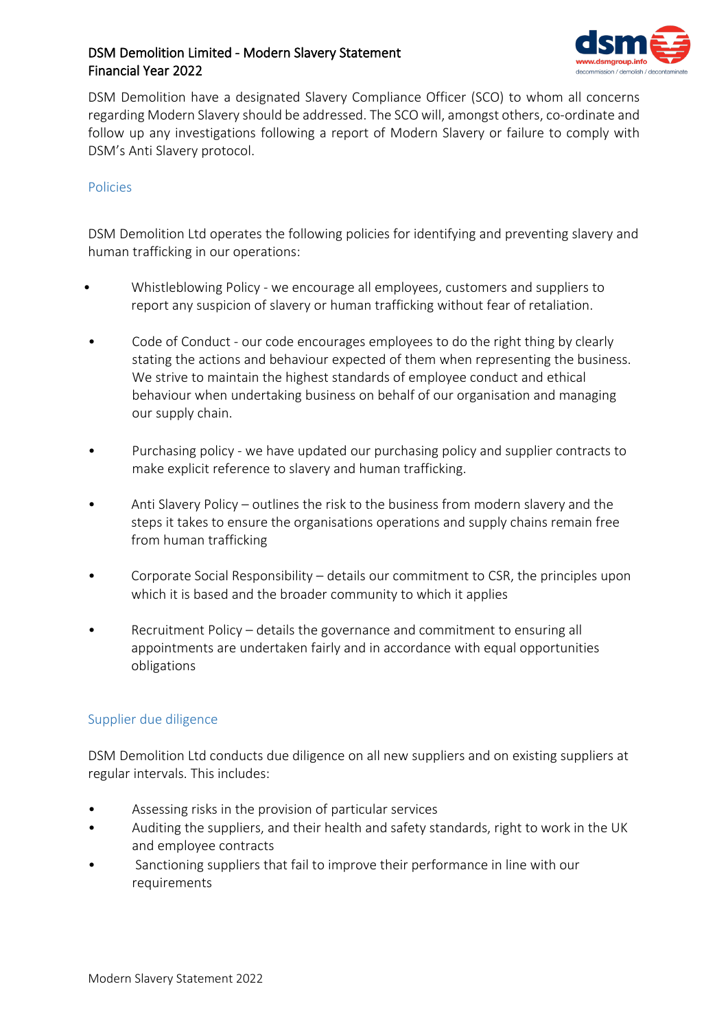DSM Demolition have a designated Slavery Compliance Officer (SCO) to whom all concerns regarding Modern Slavery should be addressed. The SCO will, amongst others, co-ordinate and follow up any investigations following a report of Modern Slavery or failure to comply with DSM's Anti Slavery protocol.

## Policies

DSM Demolition Ltd operates the following policies for identifying and preventing slavery and human trafficking in our operations:

- Whistleblowing Policy - we encourage all employees, customers and suppliers to report any suspicion of slavery or human trafficking without fear of retaliation.
- Code of Conduct - our code encourages employees to do the right thing by clearly stating the actions and behaviour expected of them when representing the business. We strive to maintain the highest standards of employee conduct and ethical behaviour when undertaking business on behalf of our organisation and managing our supply chain.
- Purchasing policy - we have updated our purchasing policy and supplier contracts to make explicit reference to slavery and human trafficking.
- Anti Slavery Policy – outlines the risk to the business from modern slavery and the steps it takes to ensure the organisations operations and supply chains remain free from human trafficking
- Corporate Social Responsibility – details our commitment to CSR, the principles upon which it is based and the broader community to which it applies
- Recruitment Policy – details the governance and commitment to ensuring all appointments are undertaken fairly and in accordance with equal opportunities obligations

## Supplier due diligence

DSM Demolition Ltd conducts due diligence on all new suppliers and on existing suppliers at regular intervals. This includes:

- Assessing risks in the provision of particular services
- Auditing the suppliers, and their health and safety standards, right to work in the UK and employee contracts
- Sanctioning suppliers that fail to improve their performance in line with our requirements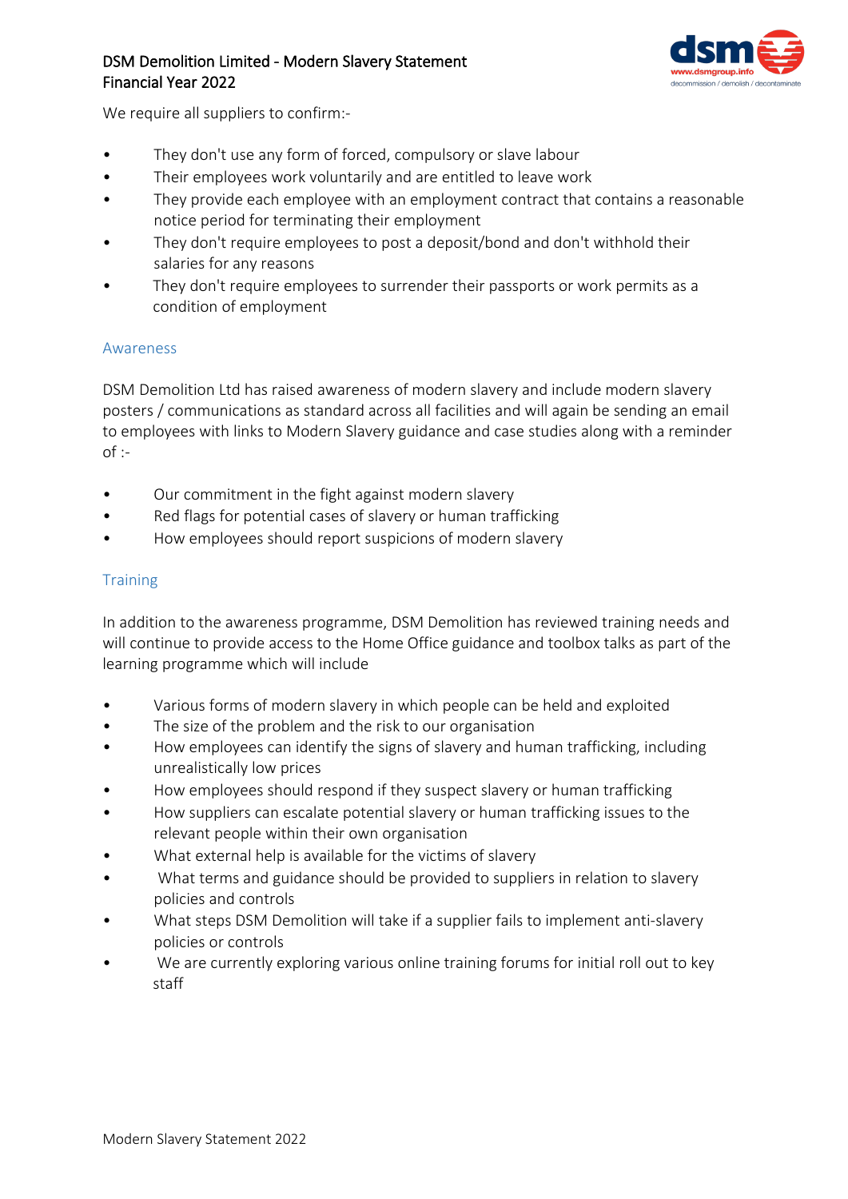We require all suppliers to confirm:-

- They don't use any form of forced, compulsory or slave labour
- Their employees work voluntarily and are entitled to leave work
- They provide each employee with an employment contract that contains a reasonable notice period for terminating their employment
- They don't require employees to post a deposit/bond and don't withhold their salaries for any reasons
- They don't require employees to surrender their passports or work permits as a condition of employment

## Awareness

DSM Demolition Ltd has raised awareness of modern slavery and include modern slavery posters / communications as standard across all facilities and will again be sending an email to employees with links to Modern Slavery guidance and case studies along with a reminder of :-

- Our commitment in the fight against modern slavery
- Red flags for potential cases of slavery or human trafficking
- How employees should report suspicions of modern slavery

## Training

In addition to the awareness programme, DSM Demolition has reviewed training needs and will continue to provide access to the Home Office guidance and toolbox talks as part of the learning programme which will include

- Various forms of modern slavery in which people can be held and exploited
- The size of the problem and the risk to our organisation
- How employees can identify the signs of slavery and human trafficking, including unrealistically low prices
- How employees should respond if they suspect slavery or human trafficking
- How suppliers can escalate potential slavery or human trafficking issues to the relevant people within their own organisation
- What external help is available for the victims of slavery
- What terms and guidance should be provided to suppliers in relation to slavery policies and controls
- What steps DSM Demolition will take if a supplier fails to implement anti-slavery policies or controls
- We are currently exploring various online training forums for initial roll out to key staff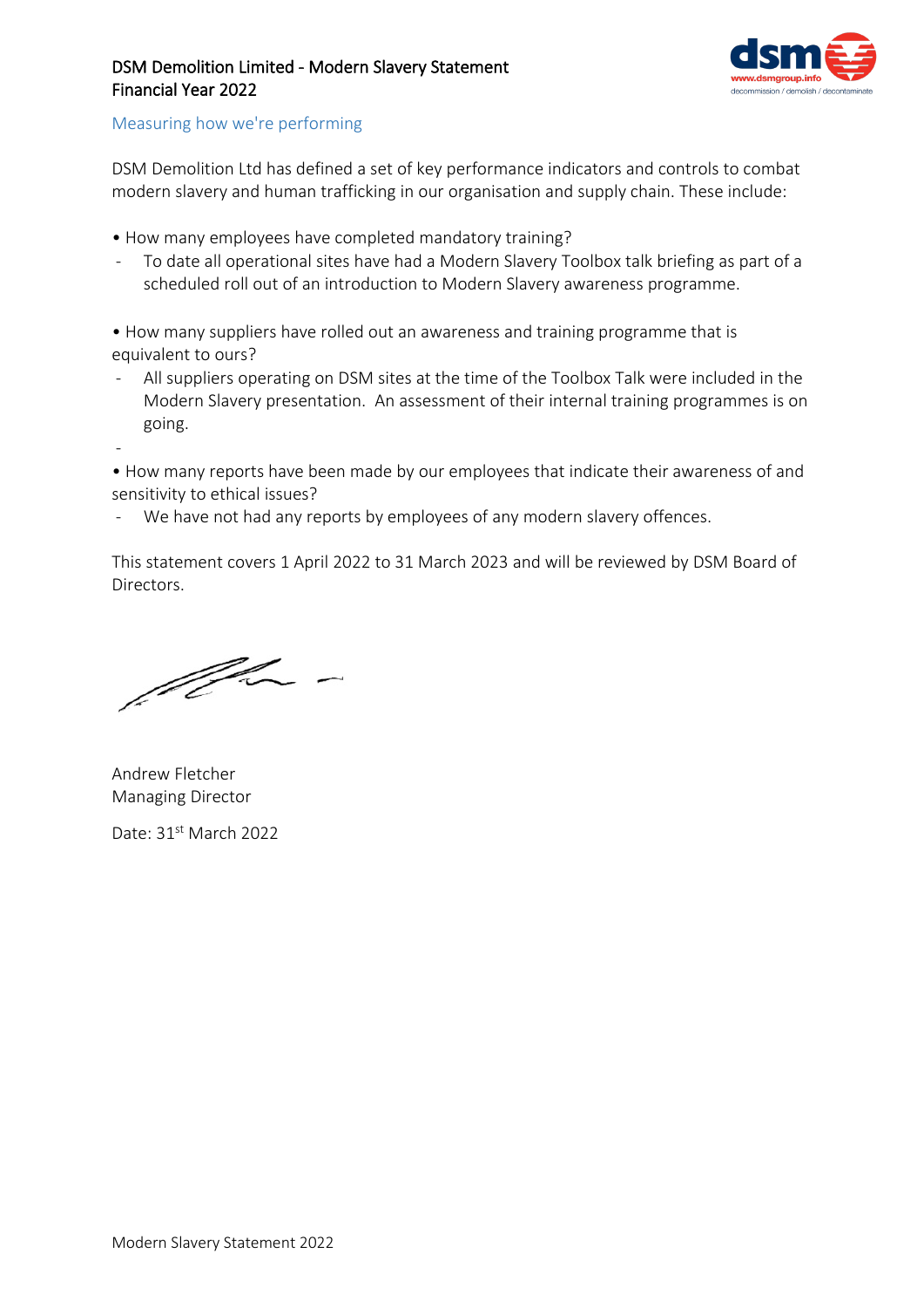## Measuring how we're performing

DSM Demolition Ltd has defined a set of key performance indicators and controls to combat modern slavery and human trafficking in our organisation and supply chain. These include:

• How many employees have completed mandatory training?

- To date all operational sites have had a Modern Slavery Toolbox talk briefing as part of a scheduled roll out of an introduction to Modern Slavery awareness programme.

• How many suppliers have rolled out an awareness and training programme that is equivalent to ours?

- All suppliers operating on DSM sites at the time of the Toolbox Talk were included in the Modern Slavery presentation. An assessment of their internal training programmes is on going.

-

• How many reports have been made by our employees that indicate their awareness of and sensitivity to ethical issues?

- We have not had any reports by employees of any modern slavery offences.

This statement covers 1 April 2022 to 31 March 2023 and will be reviewed by DSM Board of Directors.

Andrew Fletcher
Managing Director

Date: 31st March 2022